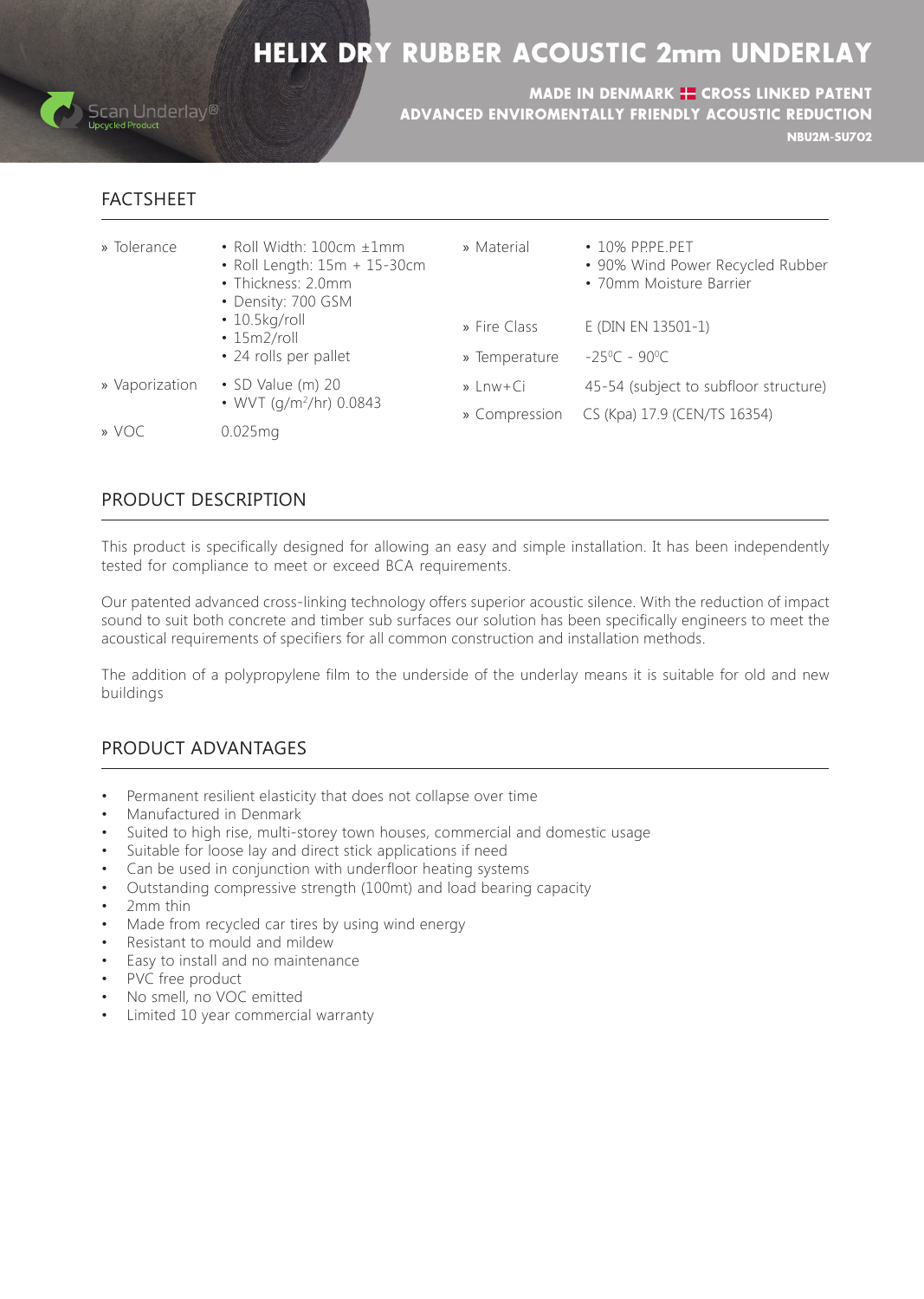# HELIX DRY RUBBER ACOUSTIC 2mm UNDERLAY

Scan Underlay®
Upcycled Product

**MADE IN DENMARK CROSS LINKED PATENT**
**ADVANCED ENVIROMENTALLY FRIENDLY ACOUSTIC REDUCTION**
**NBU2M-SU702**

## FACTSHEET

| | | | |
|---|---|---|---|
| » Tolerance | • Roll Width: 100cm ±1mm<br>• Roll Length: 15m + 15-30cm<br>• Thickness: 2.0mm<br>• Density: 700 GSM<br>• 10.5kg/roll<br>• 15m2/roll<br>• 24 rolls per pallet | » Material | • 10% PP.PE.PET<br>• 90% Wind Power Recycled Rubber<br>• 70mm Moisture Barrier |
| | | » Fire Class | E (DIN EN 13501-1) |
| | | » Temperature | -25⁰C - 90⁰C |
| » Vaporization | • SD Value (m) 20<br>• WVT (g/m²/hr) 0.0843 | » Lnw+Ci | 45-54 (subject to subfloor structure) |
| | | » Compression | CS (Kpa) 17.9 (CEN/TS 16354) |
| » VOC | 0.025mg | | |

## PRODUCT DESCRIPTION

This product is specifically designed for allowing an easy and simple installation. It has been independently tested for compliance to meet or exceed BCA requirements.

Our patented advanced cross-linking technology offers superior acoustic silence. With the reduction of impact sound to suit both concrete and timber sub surfaces our solution has been specifically engineers to meet the acoustical requirements of specifiers for all common construction and installation methods.

The addition of a polypropylene film to the underside of the underlay means it is suitable for old and new buildings

## PRODUCT ADVANTAGES

- Permanent resilient elasticity that does not collapse over time
- Manufactured in Denmark
- Suited to high rise, multi-storey town houses, commercial and domestic usage
- Suitable for loose lay and direct stick applications if need
- Can be used in conjunction with underfloor heating systems
- Outstanding compressive strength (100mt) and load bearing capacity
- 2mm thin
- Made from recycled car tires by using wind energy
- Resistant to mould and mildew
- Easy to install and no maintenance
- PVC free product
- No smell, no VOC emitted
- Limited 10 year commercial warranty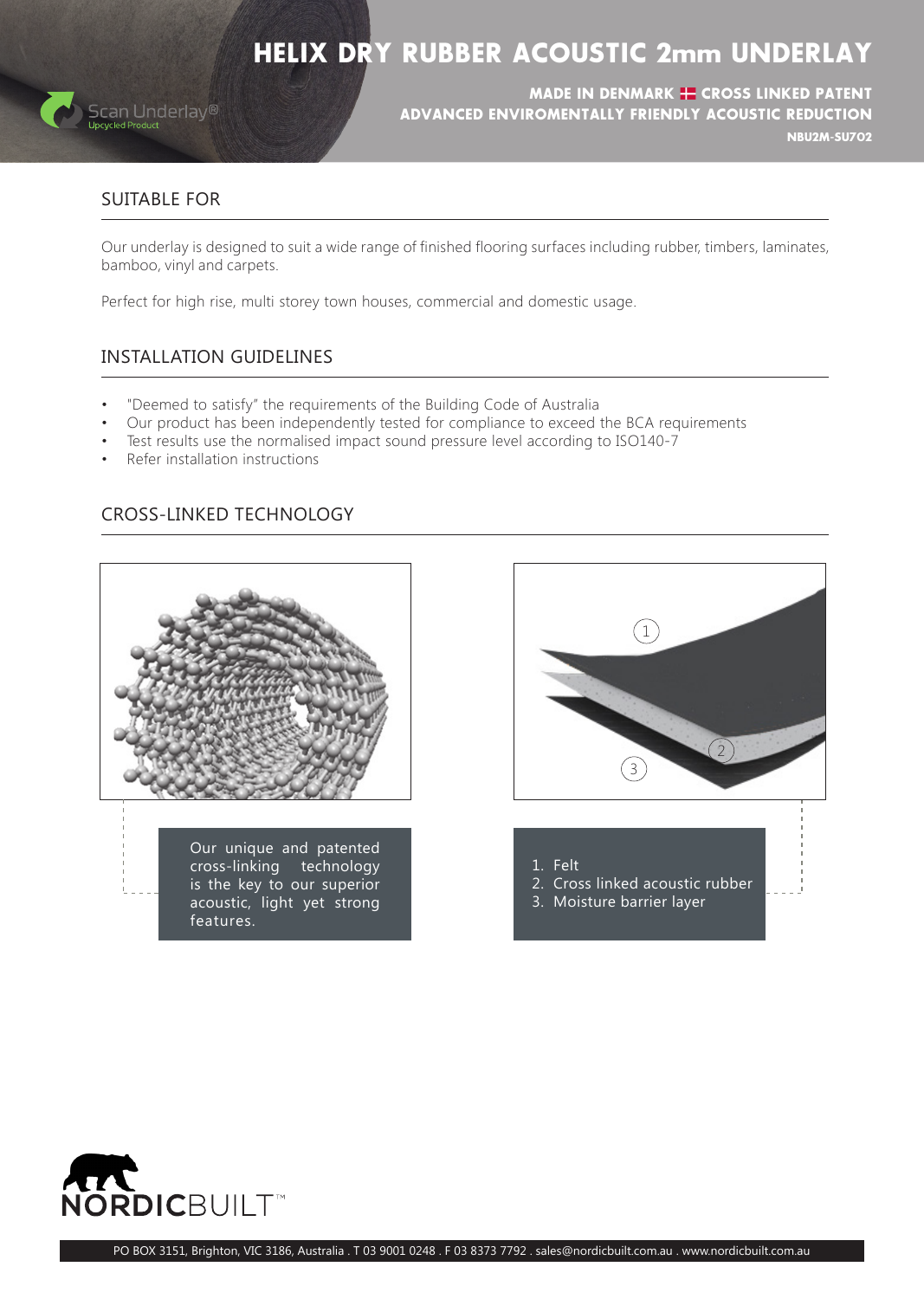# HELIX DRY RUBBER ACOUSTIC 2mm UNDERLAY

**MADE IN DENMARK CROSS LINKED PATENT**
**ADVANCED ENVIROMENTALLY FRIENDLY ACOUSTIC REDUCTION**
**NBU2M-SU702**

Scan Underlay®
Upcycled Product

## SUITABLE FOR

Our underlay is designed to suit a wide range of finished flooring surfaces including rubber, timbers, laminates, bamboo, vinyl and carpets.

Perfect for high rise, multi storey town houses, commercial and domestic usage.

## INSTALLATION GUIDELINES

- "Deemed to satisfy" the requirements of the Building Code of Australia
- Our product has been independently tested for compliance to exceed the BCA requirements
- Test results use the normalised impact sound pressure level according to ISO140-7
- Refer installation instructions

## CROSS-LINKED TECHNOLOGY

Our unique and patented cross-linking technology is the key to our superior acoustic, light yet strong features.

1. Felt
2. Cross linked acoustic rubber
3. Moisture barrier layer

NORDICBUILT™

PO BOX 3151, Brighton, VIC 3186, Australia . T 03 9001 0248 . F 03 8373 7792 . sales@nordicbuilt.com.au . www.nordicbuilt.com.au